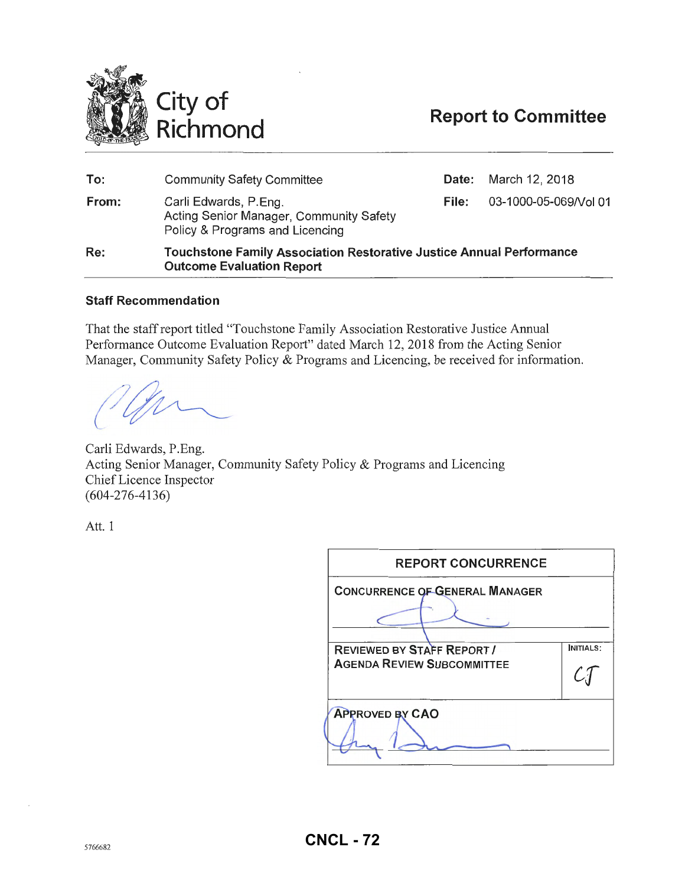# City of Richmond

## Report to Committee

| | | | |
|---|---|---|---|
| **To:** | Community Safety Committee | **Date:** | March 12, 2018 |
| **From:** | Carli Edwards, P.Eng.<br>Acting Senior Manager, Community Safety Policy & Programs and Licencing | **File:** | 03-1000-05-069/Vol 01 |
| **Re:** | **Touchstone Family Association Restorative Justice Annual Performance Outcome Evaluation Report** | | |

### Staff Recommendation

That the staff report titled "Touchstone Family Association Restorative Justice Annual Performance Outcome Evaluation Report" dated March 12, 2018 from the Acting Senior Manager, Community Safety Policy & Programs and Licencing, be received for information.

Carli Edwards, P.Eng.
Acting Senior Manager, Community Safety Policy & Programs and Licencing
Chief Licence Inspector
(604-276-4136)

Att. 1

| REPORT CONCURRENCE | |
|---|---|
| CONCURRENCE OF GENERAL MANAGER | |
| REVIEWED BY STAFF REPORT / AGENDA REVIEW SUBCOMMITTEE | INITIALS: CJ |
| APPROVED BY CAO | |

5766682

CNCL - 72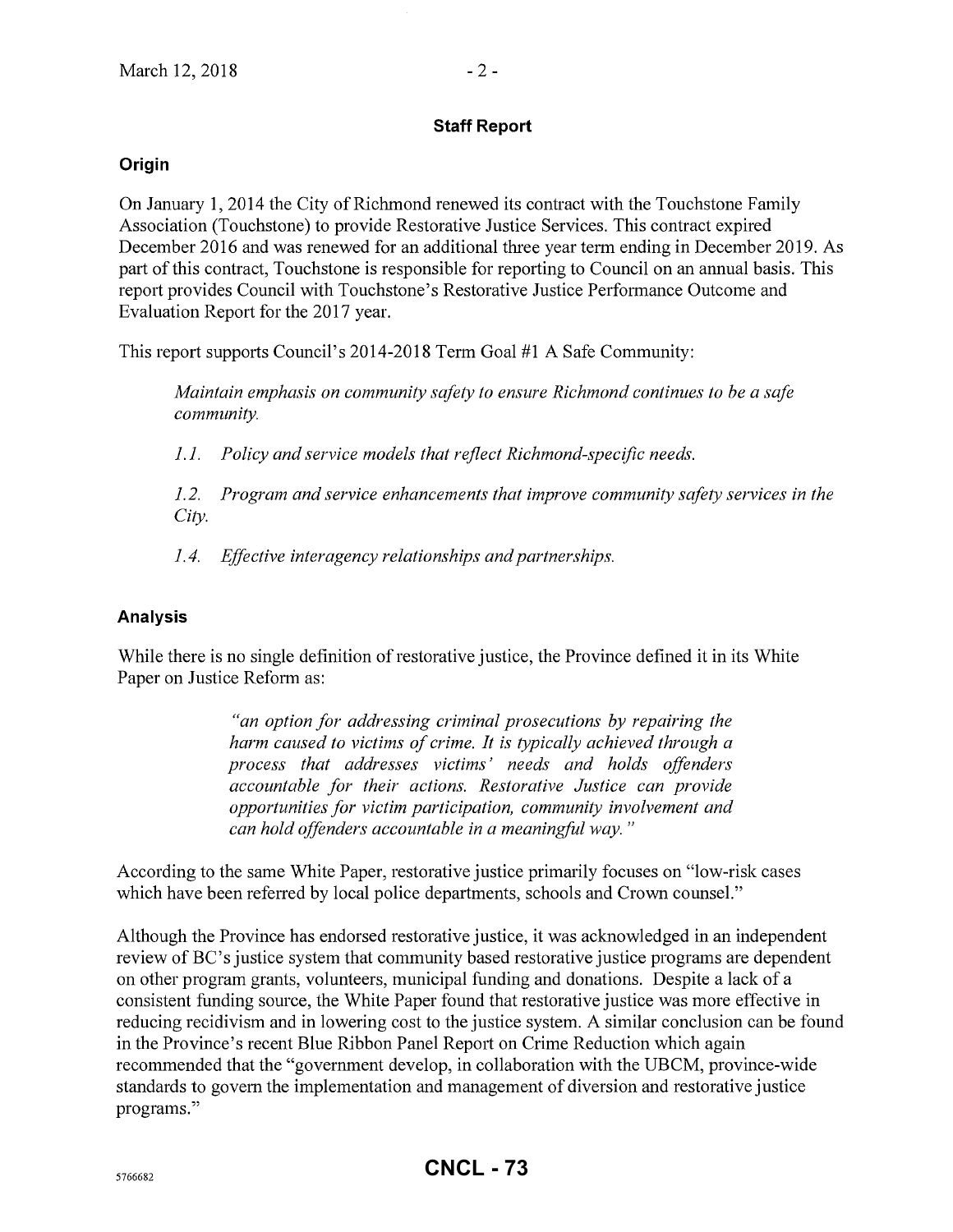## Staff Report

### Origin

On January 1, 2014 the City of Richmond renewed its contract with the Touchstone Family Association (Touchstone) to provide Restorative Justice Services. This contract expired December 2016 and was renewed for an additional three year term ending in December 2019. As part of this contract, Touchstone is responsible for reporting to Council on an annual basis. This report provides Council with Touchstone's Restorative Justice Performance Outcome and Evaluation Report for the 2017 year.

This report supports Council's 2014-2018 Term Goal #1 A Safe Community:

> *Maintain emphasis on community safety to ensure Richmond continues to be a safe community.*
>
> *1.1. Policy and service models that reflect Richmond-specific needs.*
>
> *1.2. Program and service enhancements that improve community safety services in the City.*
>
> *1.4. Effective interagency relationships and partnerships.*

### Analysis

While there is no single definition of restorative justice, the Province defined it in its White Paper on Justice Reform as:

> *"an option for addressing criminal prosecutions by repairing the harm caused to victims of crime. It is typically achieved through a process that addresses victims' needs and holds offenders accountable for their actions. Restorative Justice can provide opportunities for victim participation, community involvement and can hold offenders accountable in a meaningful way."*

According to the same White Paper, restorative justice primarily focuses on "low-risk cases which have been referred by local police departments, schools and Crown counsel."

Although the Province has endorsed restorative justice, it was acknowledged in an independent review of BC's justice system that community based restorative justice programs are dependent on other program grants, volunteers, municipal funding and donations. Despite a lack of a consistent funding source, the White Paper found that restorative justice was more effective in reducing recidivism and in lowering cost to the justice system. A similar conclusion can be found in the Province's recent Blue Ribbon Panel Report on Crime Reduction which again recommended that the "government develop, in collaboration with the UBCM, province-wide standards to govern the implementation and management of diversion and restorative justice programs."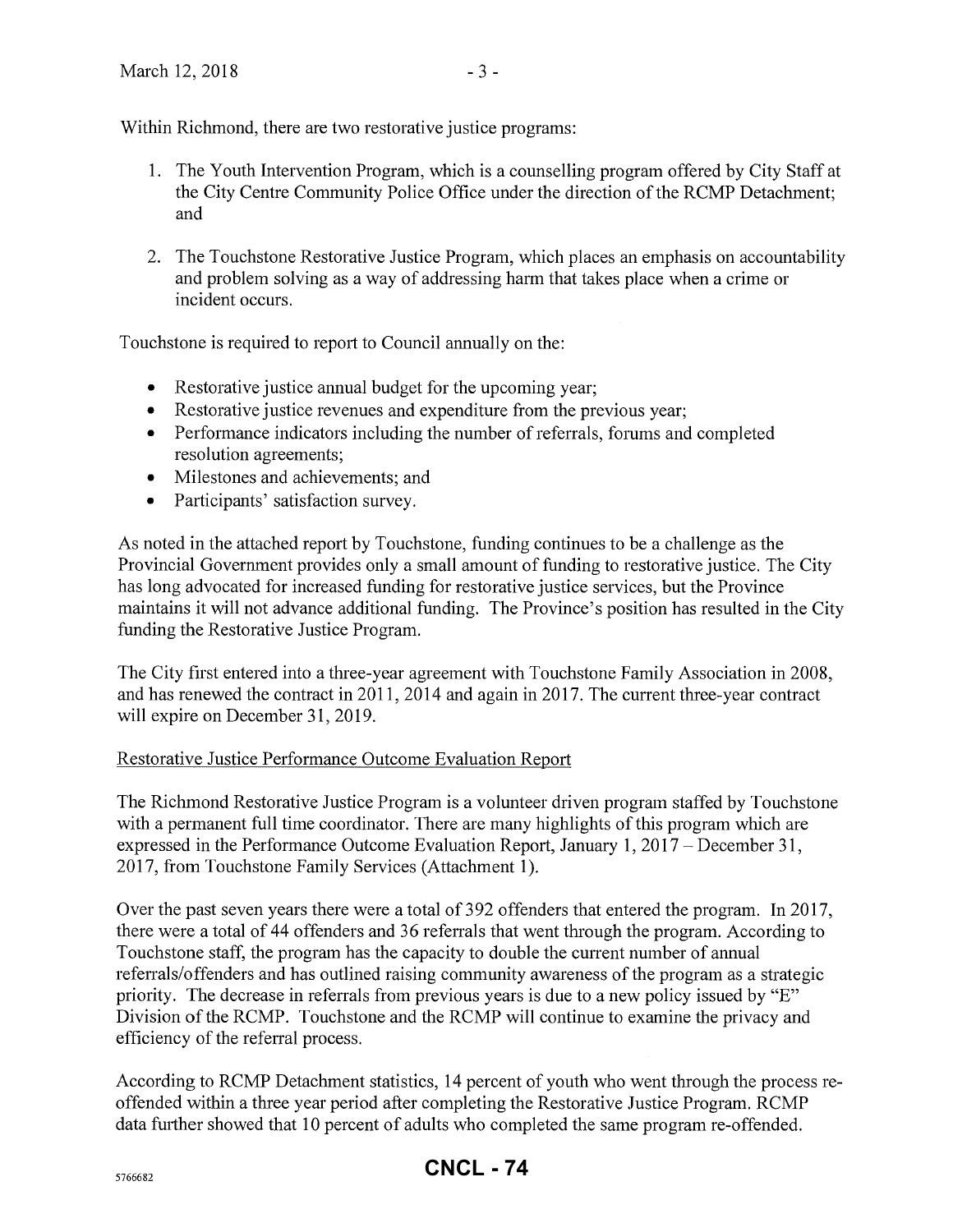Within Richmond, there are two restorative justice programs:

1. The Youth Intervention Program, which is a counselling program offered by City Staff at the City Centre Community Police Office under the direction of the RCMP Detachment; and

2. The Touchstone Restorative Justice Program, which places an emphasis on accountability and problem solving as a way of addressing harm that takes place when a crime or incident occurs.

Touchstone is required to report to Council annually on the:

- Restorative justice annual budget for the upcoming year;
- Restorative justice revenues and expenditure from the previous year;
- Performance indicators including the number of referrals, forums and completed resolution agreements;
- Milestones and achievements; and
- Participants' satisfaction survey.

As noted in the attached report by Touchstone, funding continues to be a challenge as the Provincial Government provides only a small amount of funding to restorative justice. The City has long advocated for increased funding for restorative justice services, but the Province maintains it will not advance additional funding. The Province's position has resulted in the City funding the Restorative Justice Program.

The City first entered into a three-year agreement with Touchstone Family Association in 2008, and has renewed the contract in 2011, 2014 and again in 2017. The current three-year contract will expire on December 31, 2019.

Restorative Justice Performance Outcome Evaluation Report

The Richmond Restorative Justice Program is a volunteer driven program staffed by Touchstone with a permanent full time coordinator. There are many highlights of this program which are expressed in the Performance Outcome Evaluation Report, January 1, 2017 – December 31, 2017, from Touchstone Family Services (Attachment 1).

Over the past seven years there were a total of 392 offenders that entered the program. In 2017, there were a total of 44 offenders and 36 referrals that went through the program. According to Touchstone staff, the program has the capacity to double the current number of annual referrals/offenders and has outlined raising community awareness of the program as a strategic priority. The decrease in referrals from previous years is due to a new policy issued by "E" Division of the RCMP. Touchstone and the RCMP will continue to examine the privacy and efficiency of the referral process.

According to RCMP Detachment statistics, 14 percent of youth who went through the process re-offended within a three year period after completing the Restorative Justice Program. RCMP data further showed that 10 percent of adults who completed the same program re-offended.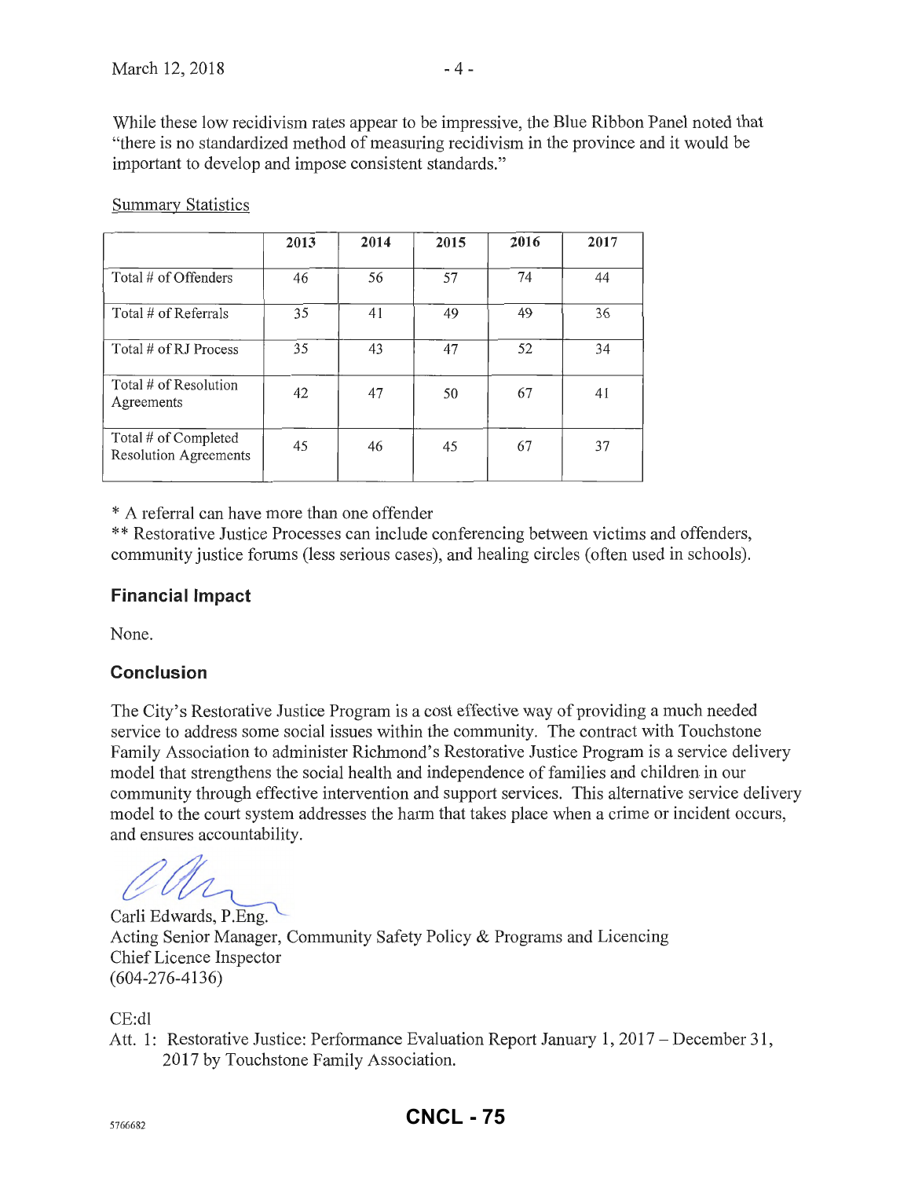While these low recidivism rates appear to be impressive, the Blue Ribbon Panel noted that "there is no standardized method of measuring recidivism in the province and it would be important to develop and impose consistent standards."

Summary Statistics

| | 2013 | 2014 | 2015 | 2016 | 2017 |
|---|---|---|---|---|---|
| Total # of Offenders | 46 | 56 | 57 | 74 | 44 |
| Total # of Referrals | 35 | 41 | 49 | 49 | 36 |
| Total # of RJ Process | 35 | 43 | 47 | 52 | 34 |
| Total # of Resolution Agreements | 42 | 47 | 50 | 67 | 41 |
| Total # of Completed Resolution Agreements | 45 | 46 | 45 | 67 | 37 |

* A referral can have more than one offender

** Restorative Justice Processes can include conferencing between victims and offenders, community justice forums (less serious cases), and healing circles (often used in schools).

## Financial Impact

None.

## Conclusion

The City's Restorative Justice Program is a cost effective way of providing a much needed service to address some social issues within the community. The contract with Touchstone Family Association to administer Richmond's Restorative Justice Program is a service delivery model that strengthens the social health and independence of families and children in our community through effective intervention and support services. This alternative service delivery model to the court system addresses the harm that takes place when a crime or incident occurs, and ensures accountability.

Carli Edwards, P.Eng.
Acting Senior Manager, Community Safety Policy & Programs and Licencing
Chief Licence Inspector
(604-276-4136)

CE:dl

Att. 1: Restorative Justice: Performance Evaluation Report January 1, 2017 – December 31, 2017 by Touchstone Family Association.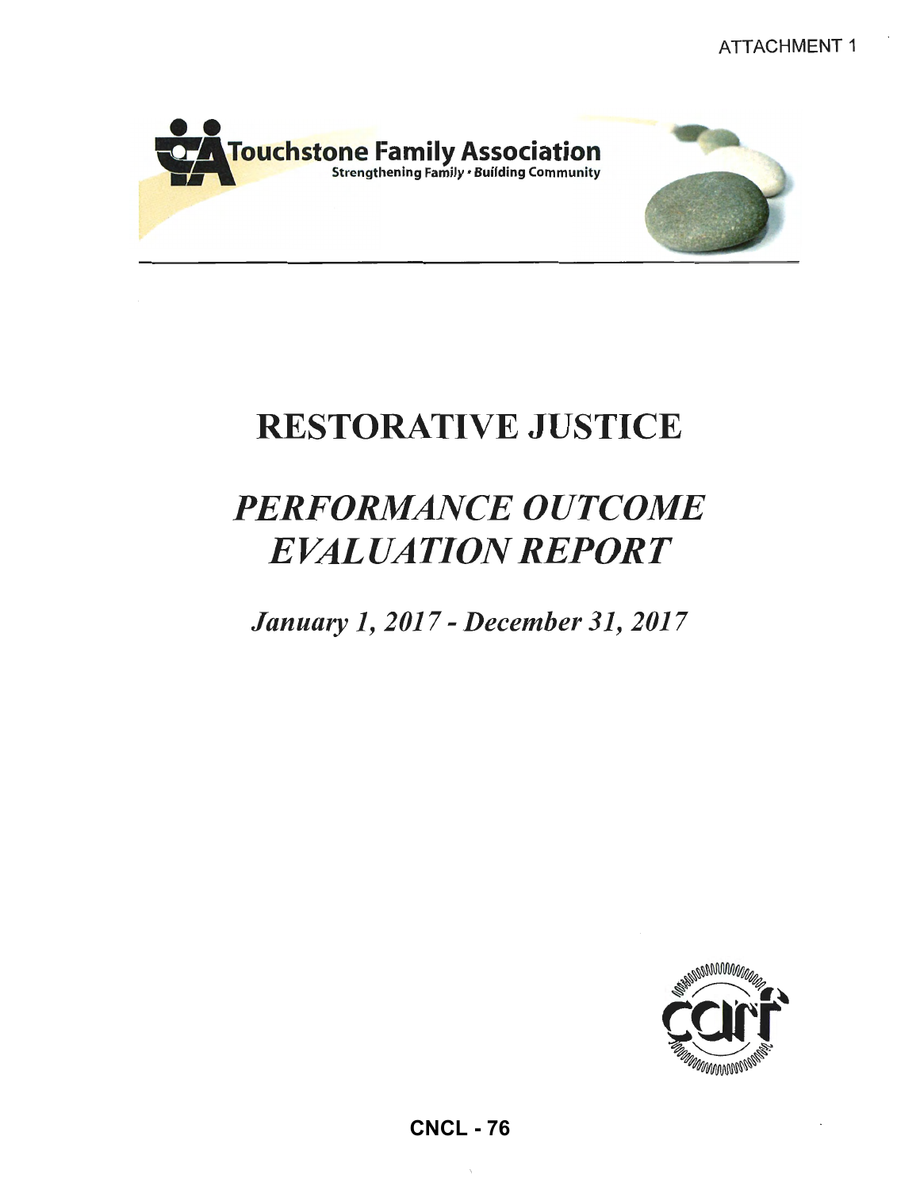ATTACHMENT 1

Touchstone Family Association

Strengthening Family • Building Community

# RESTORATIVE JUSTICE

## *PERFORMANCE OUTCOME EVALUATION REPORT*

### *January 1, 2017 - December 31, 2017*

CNCL - 76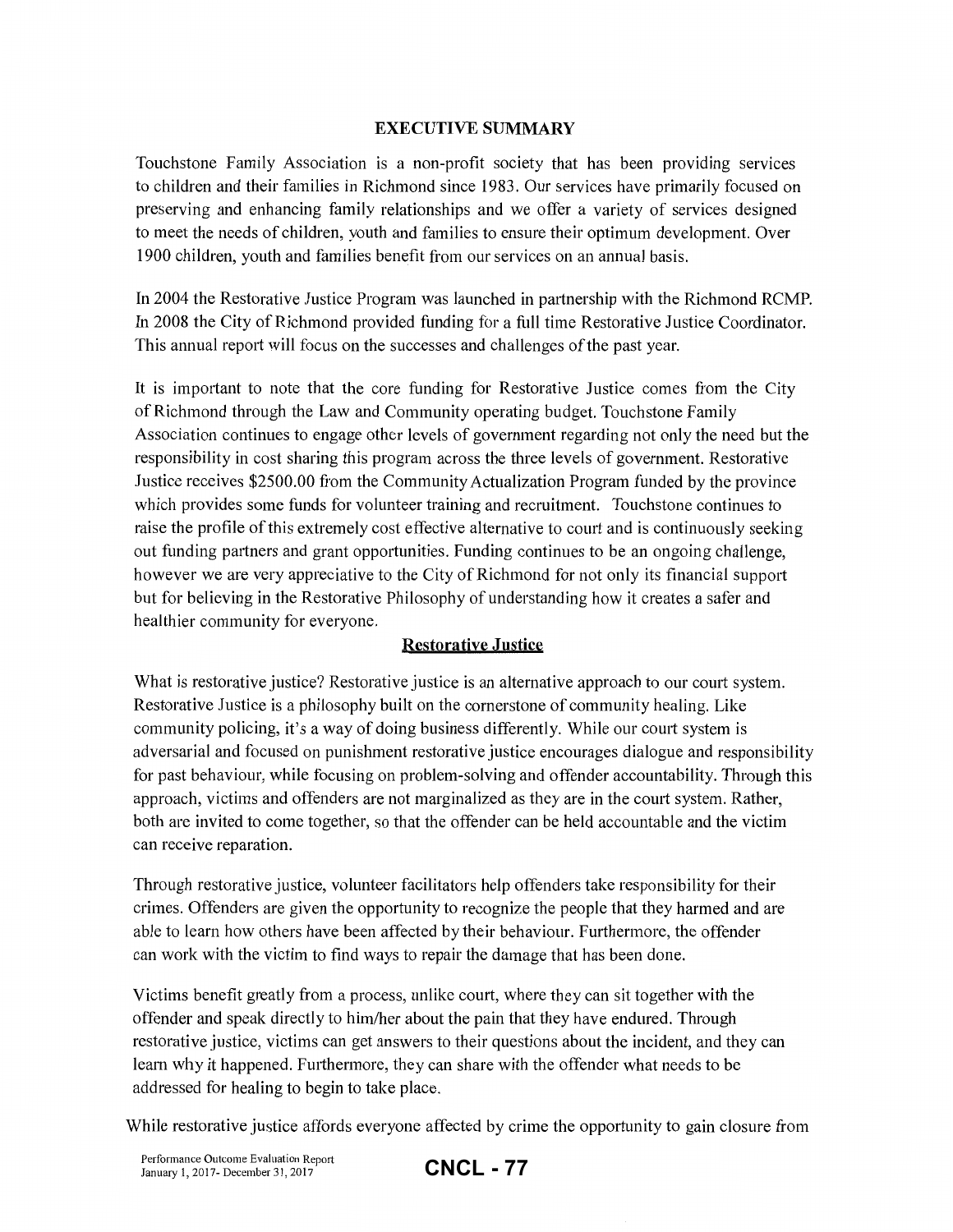## EXECUTIVE SUMMARY

Touchstone Family Association is a non-profit society that has been providing services to children and their families in Richmond since 1983. Our services have primarily focused on preserving and enhancing family relationships and we offer a variety of services designed to meet the needs of children, youth and families to ensure their optimum development. Over 1900 children, youth and families benefit from our services on an annual basis.

In 2004 the Restorative Justice Program was launched in partnership with the Richmond RCMP. In 2008 the City of Richmond provided funding for a full time Restorative Justice Coordinator. This annual report will focus on the successes and challenges of the past year.

It is important to note that the core funding for Restorative Justice comes from the City of Richmond through the Law and Community operating budget. Touchstone Family Association continues to engage other levels of government regarding not only the need but the responsibility in cost sharing this program across the three levels of government. Restorative Justice receives $2500.00 from the Community Actualization Program funded by the province which provides some funds for volunteer training and recruitment. Touchstone continues to raise the profile of this extremely cost effective alternative to court and is continuously seeking out funding partners and grant opportunities. Funding continues to be an ongoing challenge, however we are very appreciative to the City of Richmond for not only its financial support but for believing in the Restorative Philosophy of understanding how it creates a safer and healthier community for everyone.

### Restorative Justice

What is restorative justice? Restorative justice is an alternative approach to our court system. Restorative Justice is a philosophy built on the cornerstone of community healing. Like community policing, it's a way of doing business differently. While our court system is adversarial and focused on punishment restorative justice encourages dialogue and responsibility for past behaviour, while focusing on problem-solving and offender accountability. Through this approach, victims and offenders are not marginalized as they are in the court system. Rather, both are invited to come together, so that the offender can be held accountable and the victim can receive reparation.

Through restorative justice, volunteer facilitators help offenders take responsibility for their crimes. Offenders are given the opportunity to recognize the people that they harmed and are able to learn how others have been affected by their behaviour. Furthermore, the offender can work with the victim to find ways to repair the damage that has been done.

Victims benefit greatly from a process, unlike court, where they can sit together with the offender and speak directly to him/her about the pain that they have endured. Through restorative justice, victims can get answers to their questions about the incident, and they can learn why it happened. Furthermore, they can share with the offender what needs to be addressed for healing to begin to take place.

While restorative justice affords everyone affected by crime the opportunity to gain closure from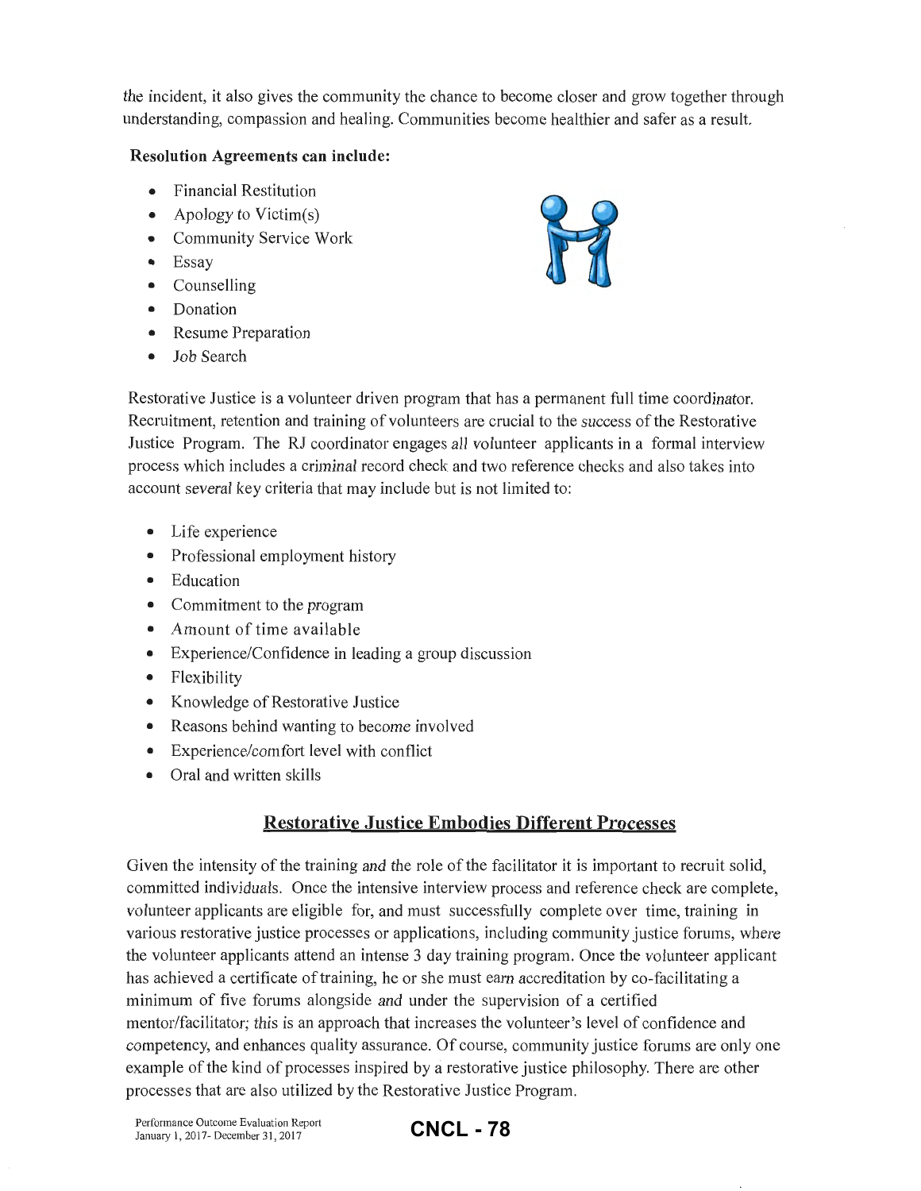the incident, it also gives the community the chance to become closer and grow together through understanding, compassion and healing. Communities become healthier and safer as a result.

**Resolution Agreements can include:**

- Financial Restitution
- Apology to Victim(s)
- Community Service Work
- Essay
- Counselling
- Donation
- Resume Preparation
- Job Search

Restorative Justice is a volunteer driven program that has a permanent full time coordinator. Recruitment, retention and training of volunteers are crucial to the success of the Restorative Justice Program. The RJ coordinator engages all volunteer applicants in a formal interview process which includes a criminal record check and two reference checks and also takes into account several key criteria that may include but is not limited to:

- Life experience
- Professional employment history
- Education
- Commitment to the program
- Amount of time available
- Experience/Confidence in leading a group discussion
- Flexibility
- Knowledge of Restorative Justice
- Reasons behind wanting to become involved
- Experience/comfort level with conflict
- Oral and written skills

## Restorative Justice Embodies Different Processes

Given the intensity of the training and the role of the facilitator it is important to recruit solid, committed individuals. Once the intensive interview process and reference check are complete, volunteer applicants are eligible for, and must successfully complete over time, training in various restorative justice processes or applications, including community justice forums, where the volunteer applicants attend an intense 3 day training program. Once the volunteer applicant has achieved a certificate of training, he or she must earn accreditation by co-facilitating a minimum of five forums alongside and under the supervision of a certified mentor/facilitator; this is an approach that increases the volunteer's level of confidence and competency, and enhances quality assurance. Of course, community justice forums are only one example of the kind of processes inspired by a restorative justice philosophy. There are other processes that are also utilized by the Restorative Justice Program.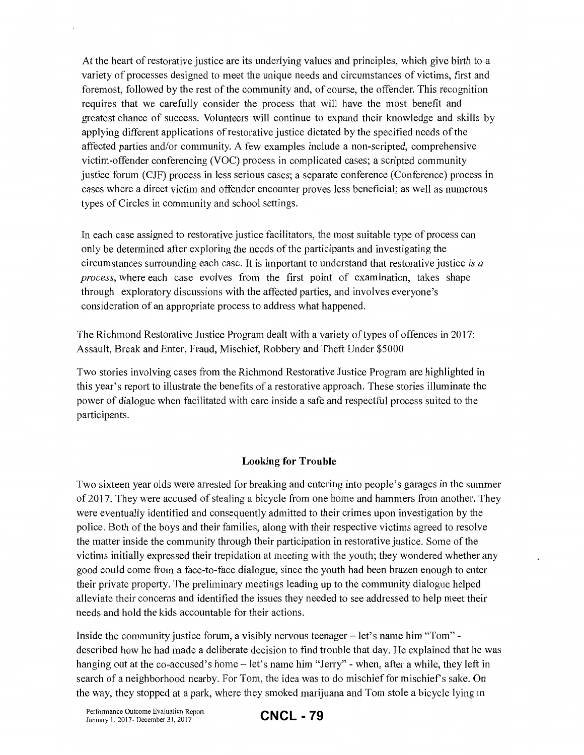At the heart of restorative justice are its underlying values and principles, which give birth to a variety of processes designed to meet the unique needs and circumstances of victims, first and foremost, followed by the rest of the community and, of course, the offender. This recognition requires that we carefully consider the process that will have the most benefit and greatest chance of success. Volunteers will continue to expand their knowledge and skills by applying different applications of restorative justice dictated by the specified needs of the affected parties and/or community. A few examples include a non-scripted, comprehensive victim-offender conferencing (VOC) process in complicated cases; a scripted community justice forum (CJF) process in less serious cases; a separate conference (Conference) process in cases where a direct victim and offender encounter proves less beneficial; as well as numerous types of Circles in community and school settings.

In each case assigned to restorative justice facilitators, the most suitable type of process can only be determined after exploring the needs of the participants and investigating the circumstances surrounding each case. It is important to understand that restorative justice *is a process*, where each case evolves from the first point of examination, takes shape through exploratory discussions with the affected parties, and involves everyone's consideration of an appropriate process to address what happened.

The Richmond Restorative Justice Program dealt with a variety of types of offences in 2017: Assault, Break and Enter, Fraud, Mischief, Robbery and Theft Under $5000

Two stories involving cases from the Richmond Restorative Justice Program are highlighted in this year's report to illustrate the benefits of a restorative approach. These stories illuminate the power of dialogue when facilitated with care inside a safe and respectful process suited to the participants.

### Looking for Trouble

Two sixteen year olds were arrested for breaking and entering into people's garages in the summer of 2017. They were accused of stealing a bicycle from one home and hammers from another. They were eventually identified and consequently admitted to their crimes upon investigation by the police. Both of the boys and their families, along with their respective victims agreed to resolve the matter inside the community through their participation in restorative justice. Some of the victims initially expressed their trepidation at meeting with the youth; they wondered whether any good could come from a face-to-face dialogue, since the youth had been brazen enough to enter their private property. The preliminary meetings leading up to the community dialogue helped alleviate their concerns and identified the issues they needed to see addressed to help meet their needs and hold the kids accountable for their actions.

Inside the community justice forum, a visibly nervous teenager – let's name him "Tom" - described how he had made a deliberate decision to find trouble that day. He explained that he was hanging out at the co-accused's home – let's name him "Jerry" - when, after a while, they left in search of a neighborhood nearby. For Tom, the idea was to do mischief for mischief's sake. On the way, they stopped at a park, where they smoked marijuana and Tom stole a bicycle lying in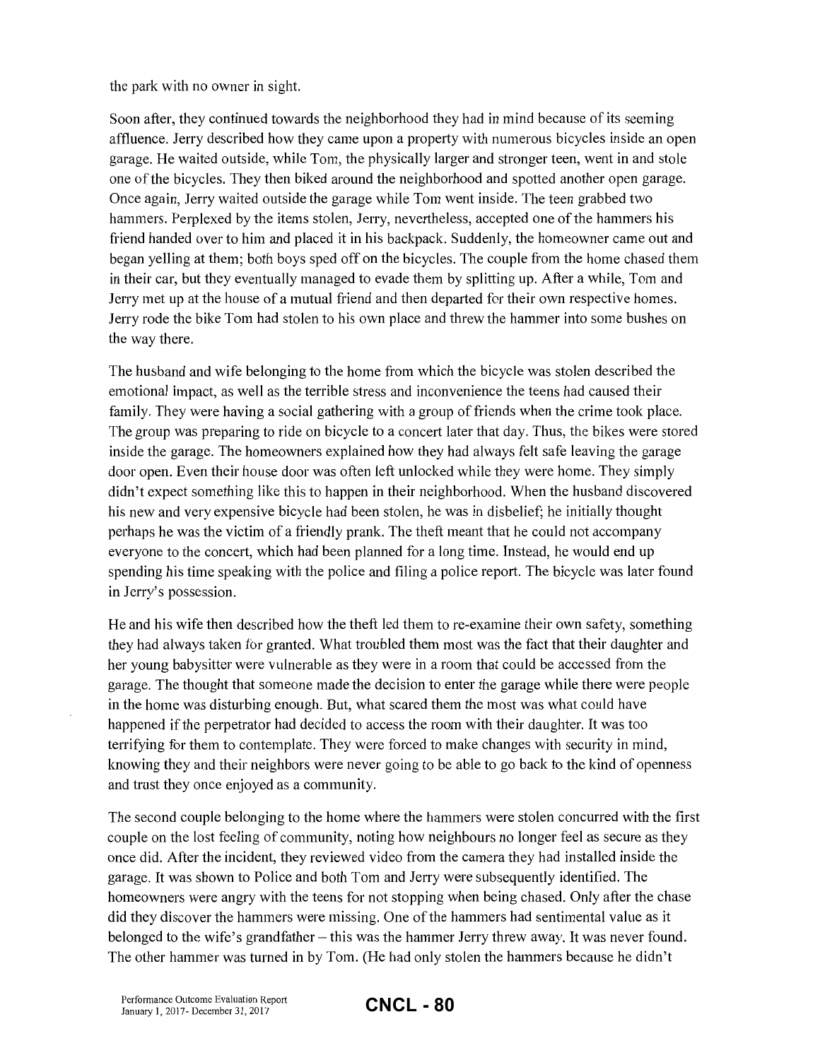the park with no owner in sight.

Soon after, they continued towards the neighborhood they had in mind because of its seeming affluence. Jerry described how they came upon a property with numerous bicycles inside an open garage. He waited outside, while Tom, the physically larger and stronger teen, went in and stole one of the bicycles. They then biked around the neighborhood and spotted another open garage. Once again, Jerry waited outside the garage while Tom went inside. The teen grabbed two hammers. Perplexed by the items stolen, Jerry, nevertheless, accepted one of the hammers his friend handed over to him and placed it in his backpack. Suddenly, the homeowner came out and began yelling at them; both boys sped off on the bicycles. The couple from the home chased them in their car, but they eventually managed to evade them by splitting up. After a while, Tom and Jerry met up at the house of a mutual friend and then departed for their own respective homes. Jerry rode the bike Tom had stolen to his own place and threw the hammer into some bushes on the way there.

The husband and wife belonging to the home from which the bicycle was stolen described the emotional impact, as well as the terrible stress and inconvenience the teens had caused their family. They were having a social gathering with a group of friends when the crime took place. The group was preparing to ride on bicycle to a concert later that day. Thus, the bikes were stored inside the garage. The homeowners explained how they had always felt safe leaving the garage door open. Even their house door was often left unlocked while they were home. They simply didn't expect something like this to happen in their neighborhood. When the husband discovered his new and very expensive bicycle had been stolen, he was in disbelief; he initially thought perhaps he was the victim of a friendly prank. The theft meant that he could not accompany everyone to the concert, which had been planned for a long time. Instead, he would end up spending his time speaking with the police and filing a police report. The bicycle was later found in Jerry's possession.

He and his wife then described how the theft led them to re-examine their own safety, something they had always taken for granted. What troubled them most was the fact that their daughter and her young babysitter were vulnerable as they were in a room that could be accessed from the garage. The thought that someone made the decision to enter the garage while there were people in the home was disturbing enough. But, what scared them the most was what could have happened if the perpetrator had decided to access the room with their daughter. It was too terrifying for them to contemplate. They were forced to make changes with security in mind, knowing they and their neighbors were never going to be able to go back to the kind of openness and trust they once enjoyed as a community.

The second couple belonging to the home where the hammers were stolen concurred with the first couple on the lost feeling of community, noting how neighbours no longer feel as secure as they once did. After the incident, they reviewed video from the camera they had installed inside the garage. It was shown to Police and both Tom and Jerry were subsequently identified. The homeowners were angry with the teens for not stopping when being chased. Only after the chase did they discover the hammers were missing. One of the hammers had sentimental value as it belonged to the wife's grandfather – this was the hammer Jerry threw away. It was never found. The other hammer was turned in by Tom. (He had only stolen the hammers because he didn't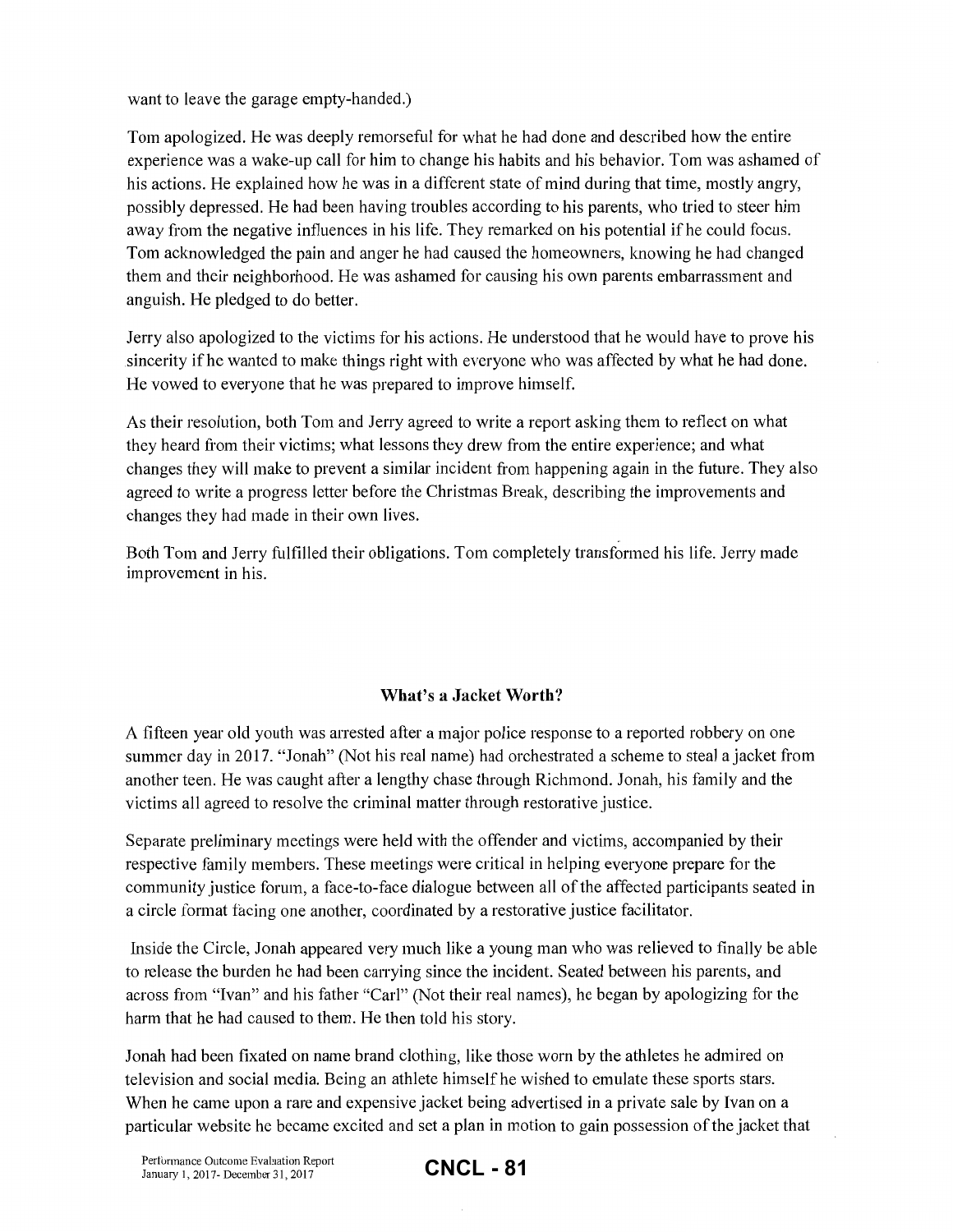want to leave the garage empty-handed.)

Tom apologized. He was deeply remorseful for what he had done and described how the entire experience was a wake-up call for him to change his habits and his behavior. Tom was ashamed of his actions. He explained how he was in a different state of mind during that time, mostly angry, possibly depressed. He had been having troubles according to his parents, who tried to steer him away from the negative influences in his life. They remarked on his potential if he could focus. Tom acknowledged the pain and anger he had caused the homeowners, knowing he had changed them and their neighborhood. He was ashamed for causing his own parents embarrassment and anguish. He pledged to do better.

Jerry also apologized to the victims for his actions. He understood that he would have to prove his sincerity if he wanted to make things right with everyone who was affected by what he had done. He vowed to everyone that he was prepared to improve himself.

As their resolution, both Tom and Jerry agreed to write a report asking them to reflect on what they heard from their victims; what lessons they drew from the entire experience; and what changes they will make to prevent a similar incident from happening again in the future. They also agreed to write a progress letter before the Christmas Break, describing the improvements and changes they had made in their own lives.

Both Tom and Jerry fulfilled their obligations. Tom completely transformed his life. Jerry made improvement in his.

### What's a Jacket Worth?

A fifteen year old youth was arrested after a major police response to a reported robbery on one summer day in 2017. "Jonah" (Not his real name) had orchestrated a scheme to steal a jacket from another teen. He was caught after a lengthy chase through Richmond. Jonah, his family and the victims all agreed to resolve the criminal matter through restorative justice.

Separate preliminary meetings were held with the offender and victims, accompanied by their respective family members. These meetings were critical in helping everyone prepare for the community justice forum, a face-to-face dialogue between all of the affected participants seated in a circle format facing one another, coordinated by a restorative justice facilitator.

Inside the Circle, Jonah appeared very much like a young man who was relieved to finally be able to release the burden he had been carrying since the incident. Seated between his parents, and across from "Ivan" and his father "Carl" (Not their real names), he began by apologizing for the harm that he had caused to them. He then told his story.

Jonah had been fixated on name brand clothing, like those worn by the athletes he admired on television and social media. Being an athlete himself he wished to emulate these sports stars. When he came upon a rare and expensive jacket being advertised in a private sale by Ivan on a particular website he became excited and set a plan in motion to gain possession of the jacket that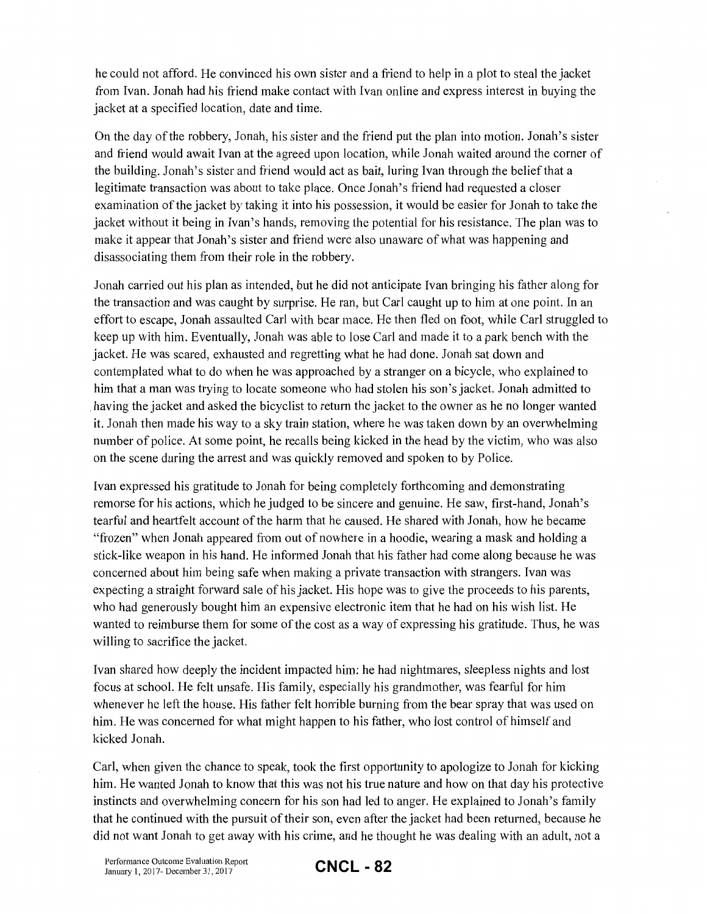he could not afford. He convinced his own sister and a friend to help in a plot to steal the jacket from Ivan. Jonah had his friend make contact with Ivan online and express interest in buying the jacket at a specified location, date and time.

On the day of the robbery, Jonah, his sister and the friend put the plan into motion. Jonah's sister and friend would await Ivan at the agreed upon location, while Jonah waited around the corner of the building. Jonah's sister and friend would act as bait, luring Ivan through the belief that a legitimate transaction was about to take place. Once Jonah's friend had requested a closer examination of the jacket by taking it into his possession, it would be easier for Jonah to take the jacket without it being in Ivan's hands, removing the potential for his resistance. The plan was to make it appear that Jonah's sister and friend were also unaware of what was happening and disassociating them from their role in the robbery.

Jonah carried out his plan as intended, but he did not anticipate Ivan bringing his father along for the transaction and was caught by surprise. He ran, but Carl caught up to him at one point. In an effort to escape, Jonah assaulted Carl with bear mace. He then fled on foot, while Carl struggled to keep up with him. Eventually, Jonah was able to lose Carl and made it to a park bench with the jacket. He was scared, exhausted and regretting what he had done. Jonah sat down and contemplated what to do when he was approached by a stranger on a bicycle, who explained to him that a man was trying to locate someone who had stolen his son's jacket. Jonah admitted to having the jacket and asked the bicyclist to return the jacket to the owner as he no longer wanted it. Jonah then made his way to a sky train station, where he was taken down by an overwhelming number of police. At some point, he recalls being kicked in the head by the victim, who was also on the scene during the arrest and was quickly removed and spoken to by Police.

Ivan expressed his gratitude to Jonah for being completely forthcoming and demonstrating remorse for his actions, which he judged to be sincere and genuine. He saw, first-hand, Jonah's tearful and heartfelt account of the harm that he caused. He shared with Jonah, how he became "frozen" when Jonah appeared from out of nowhere in a hoodie, wearing a mask and holding a stick-like weapon in his hand. He informed Jonah that his father had come along because he was concerned about him being safe when making a private transaction with strangers. Ivan was expecting a straight forward sale of his jacket. His hope was to give the proceeds to his parents, who had generously bought him an expensive electronic item that he had on his wish list. He wanted to reimburse them for some of the cost as a way of expressing his gratitude. Thus, he was willing to sacrifice the jacket.

Ivan shared how deeply the incident impacted him: he had nightmares, sleepless nights and lost focus at school. He felt unsafe. His family, especially his grandmother, was fearful for him whenever he left the house. His father felt horrible burning from the bear spray that was used on him. He was concerned for what might happen to his father, who lost control of himself and kicked Jonah.

Carl, when given the chance to speak, took the first opportunity to apologize to Jonah for kicking him. He wanted Jonah to know that this was not his true nature and how on that day his protective instincts and overwhelming concern for his son had led to anger. He explained to Jonah's family that he continued with the pursuit of their son, even after the jacket had been returned, because he did not want Jonah to get away with his crime, and he thought he was dealing with an adult, not a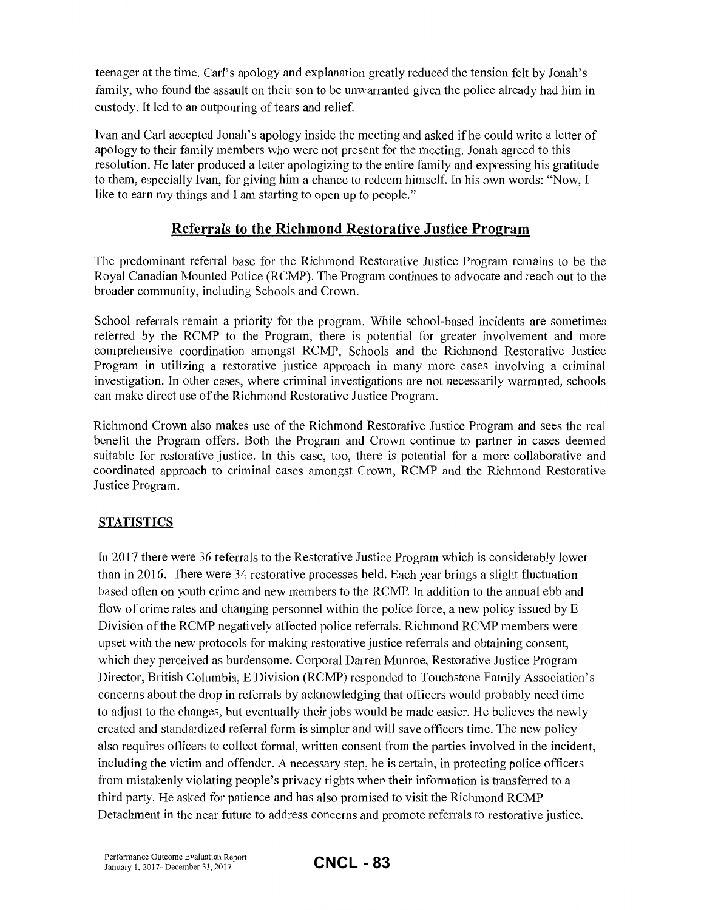teenager at the time. Carl's apology and explanation greatly reduced the tension felt by Jonah's family, who found the assault on their son to be unwarranted given the police already had him in custody. It led to an outpouring of tears and relief.

Ivan and Carl accepted Jonah's apology inside the meeting and asked if he could write a letter of apology to their family members who were not present for the meeting. Jonah agreed to this resolution. He later produced a letter apologizing to the entire family and expressing his gratitude to them, especially Ivan, for giving him a chance to redeem himself. In his own words: "Now, I like to earn my things and I am starting to open up to people."

## Referrals to the Richmond Restorative Justice Program

The predominant referral base for the Richmond Restorative Justice Program remains to be the Royal Canadian Mounted Police (RCMP). The Program continues to advocate and reach out to the broader community, including Schools and Crown.

School referrals remain a priority for the program. While school-based incidents are sometimes referred by the RCMP to the Program, there is potential for greater involvement and more comprehensive coordination amongst RCMP, Schools and the Richmond Restorative Justice Program in utilizing a restorative justice approach in many more cases involving a criminal investigation. In other cases, where criminal investigations are not necessarily warranted, schools can make direct use of the Richmond Restorative Justice Program.

Richmond Crown also makes use of the Richmond Restorative Justice Program and sees the real benefit the Program offers. Both the Program and Crown continue to partner in cases deemed suitable for restorative justice. In this case, too, there is potential for a more collaborative and coordinated approach to criminal cases amongst Crown, RCMP and the Richmond Restorative Justice Program.

### STATISTICS

In 2017 there were 36 referrals to the Restorative Justice Program which is considerably lower than in 2016. There were 34 restorative processes held. Each year brings a slight fluctuation based often on youth crime and new members to the RCMP. In addition to the annual ebb and flow of crime rates and changing personnel within the police force, a new policy issued by E Division of the RCMP negatively affected police referrals. Richmond RCMP members were upset with the new protocols for making restorative justice referrals and obtaining consent, which they perceived as burdensome. Corporal Darren Munroe, Restorative Justice Program Director, British Columbia, E Division (RCMP) responded to Touchstone Family Association's concerns about the drop in referrals by acknowledging that officers would probably need time to adjust to the changes, but eventually their jobs would be made easier. He believes the newly created and standardized referral form is simpler and will save officers time. The new policy also requires officers to collect formal, written consent from the parties involved in the incident, including the victim and offender. A necessary step, he is certain, in protecting police officers from mistakenly violating people's privacy rights when their information is transferred to a third party. He asked for patience and has also promised to visit the Richmond RCMP Detachment in the near future to address concerns and promote referrals to restorative justice.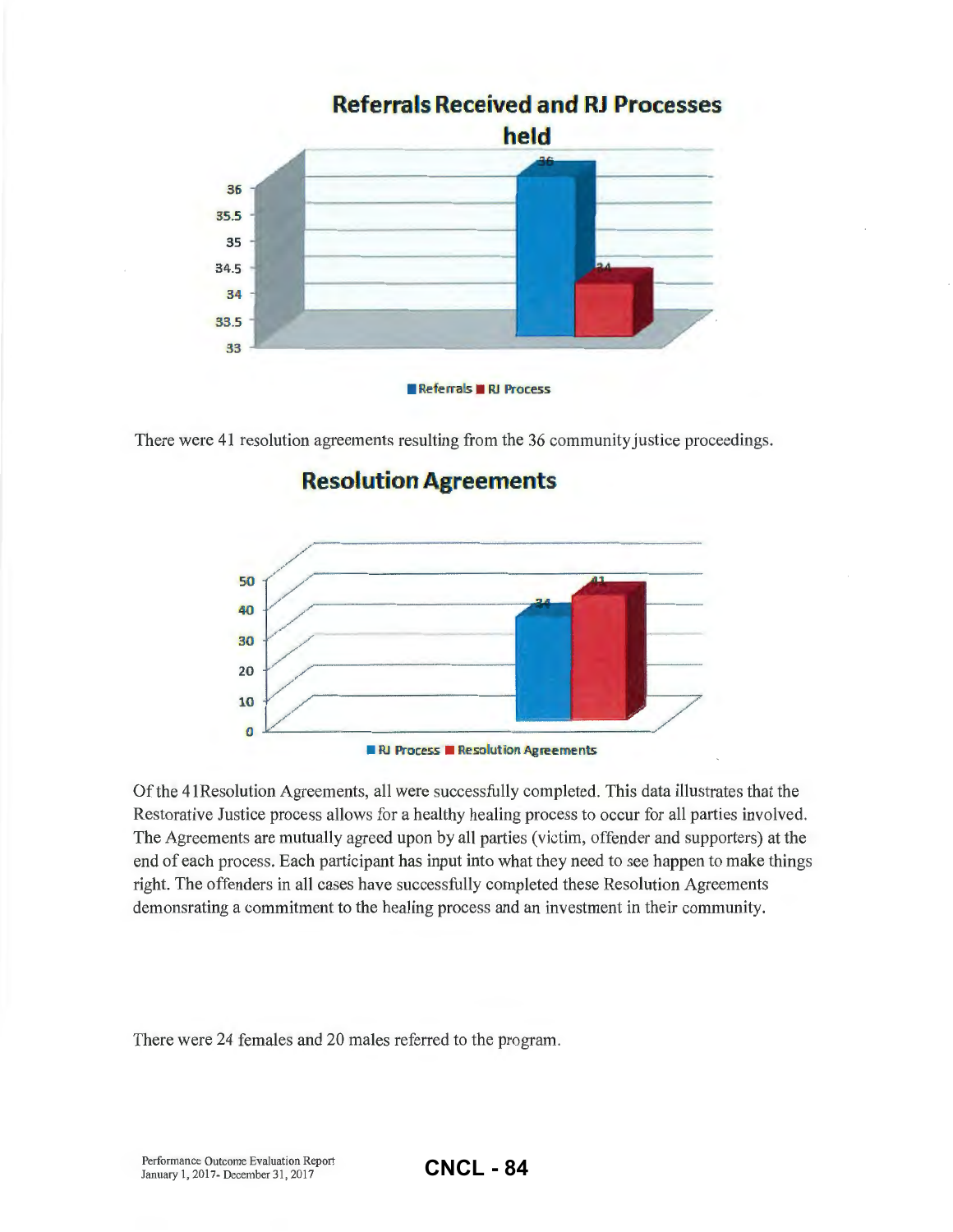**Referrals Received and RJ Processes held**

| | Referrals | RJ Process |
|---|---|---|
| | 36 | 34 |

There were 41 resolution agreements resulting from the 36 community justice proceedings.

**Resolution Agreements**

| | RJ Process | Resolution Agreements |
|---|---|---|
| | 34 | 41 |

Of the 41Resolution Agreements, all were successfully completed. This data illustrates that the Restorative Justice process allows for a healthy healing process to occur for all parties involved. The Agreements are mutually agreed upon by all parties (victim, offender and supporters) at the end of each process. Each participant has input into what they need to see happen to make things right. The offenders in all cases have successfully completed these Resolution Agreements demonsrating a commitment to the healing process and an investment in their community.

There were 24 females and 20 males referred to the program.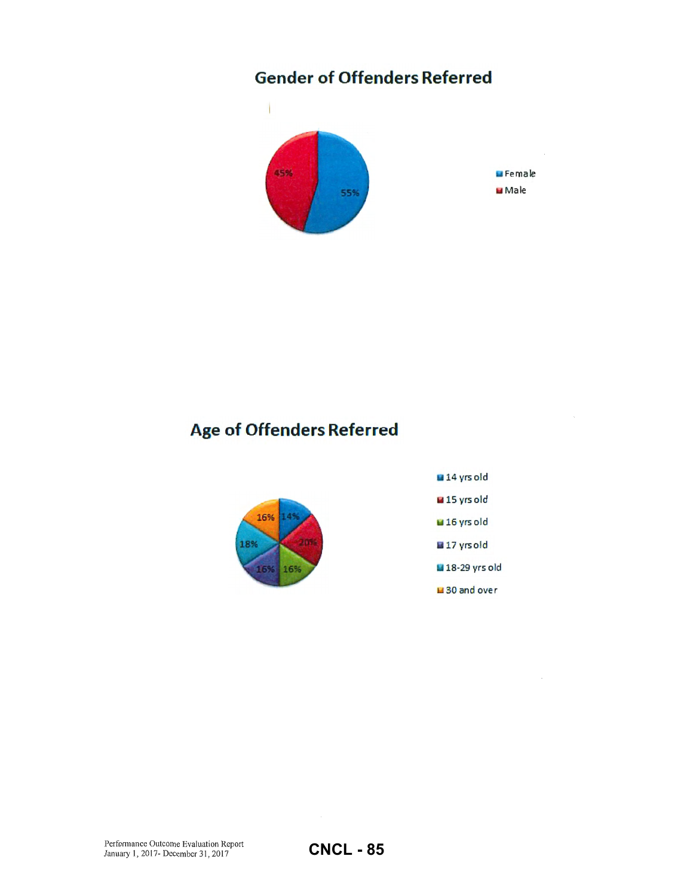## Gender of Offenders Referred

| Gender | Percentage |
| --- | --- |
| Female | 55% |
| Male | 45% |

## Age of Offenders Referred

| Age | Percentage |
| --- | --- |
| 14 yrs old | 14% |
| 15 yrs old | 20% |
| 16 yrs old | 16% |
| 17 yrs old | 16% |
| 18-29 yrs old | 18% |
| 30 and over | 16% |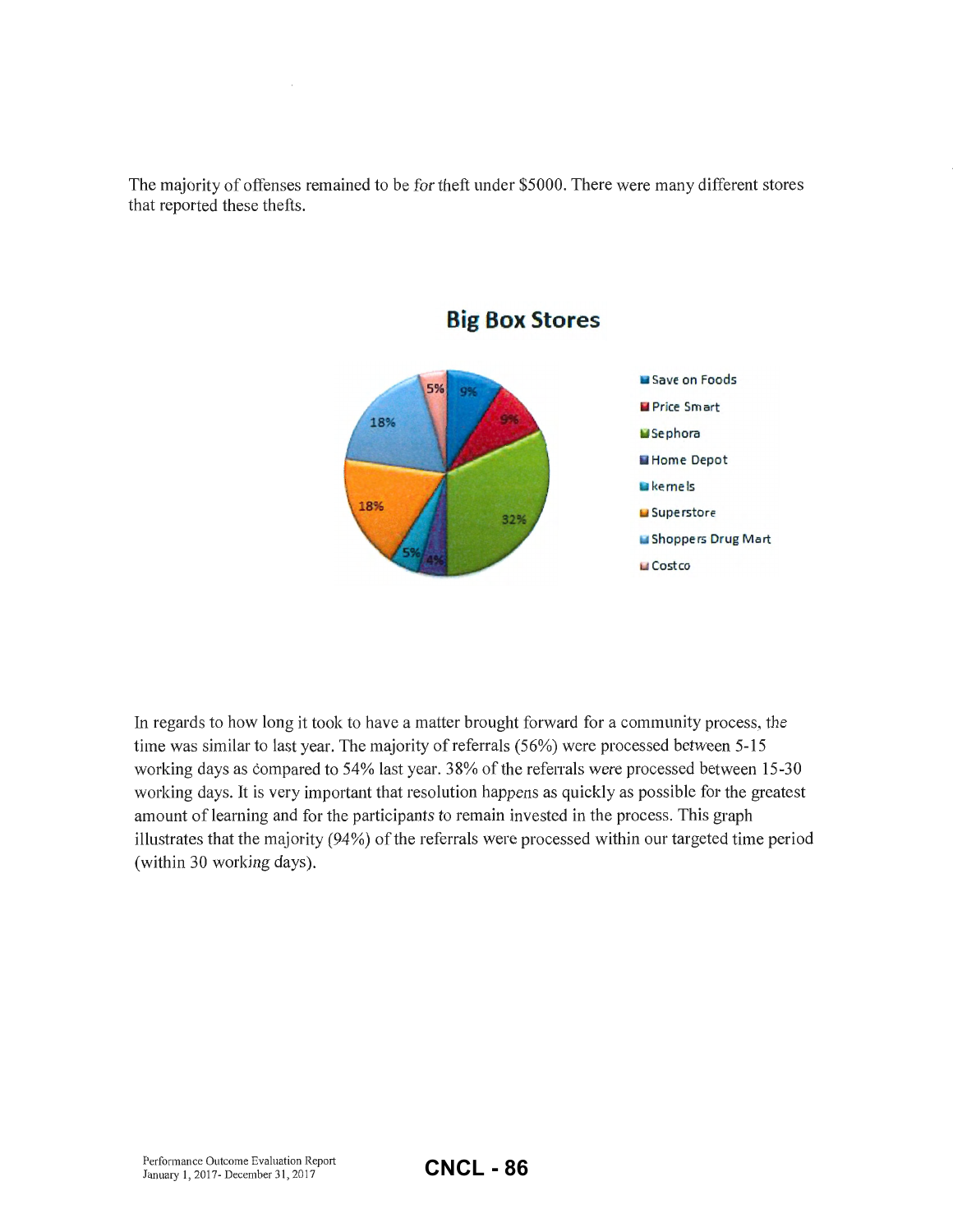The majority of offenses remained to be for theft under $5000. There were many different stores that reported these thefts.

**Big Box Stores**

| Store | Percentage |
|---|---|
| Save on Foods | 9% |
| Price Smart | 9% |
| Sephora | 32% |
| Home Depot | 4% |
| kernels | 5% |
| Superstore | 18% |
| Shoppers Drug Mart | 18% |
| Costco | 5% |

In regards to how long it took to have a matter brought forward for a community process, the time was similar to last year. The majority of referrals (56%) were processed between 5-15 working days as compared to 54% last year. 38% of the referrals were processed between 15-30 working days. It is very important that resolution happens as quickly as possible for the greatest amount of learning and for the participants to remain invested in the process. This graph illustrates that the majority (94%) of the referrals were processed within our targeted time period (within 30 working days).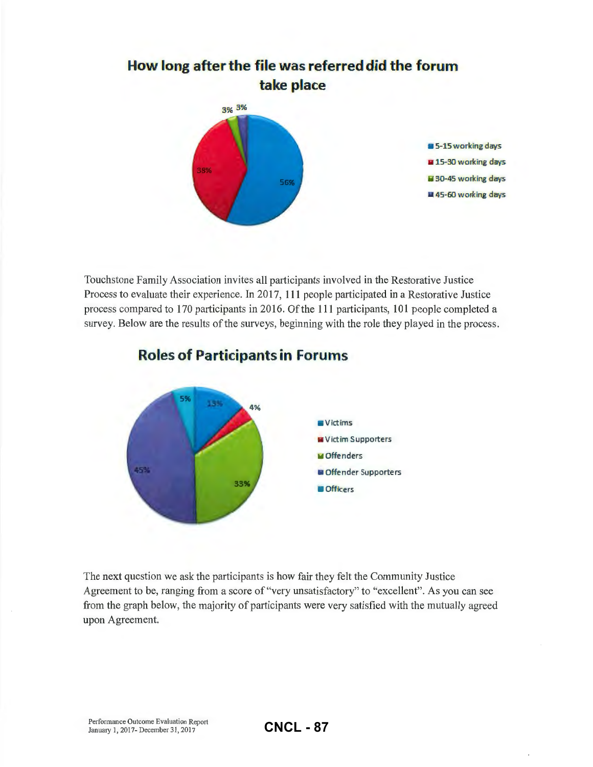## How long after the file was referred did the forum take place

- 5-15 working days: 56%
- 15-30 working days: 38%
- 30-45 working days: 3%
- 45-60 working days: 3%

Touchstone Family Association invites all participants involved in the Restorative Justice Process to evaluate their experience. In 2017, 111 people participated in a Restorative Justice process compared to 170 participants in 2016. Of the 111 participants, 101 people completed a survey. Below are the results of the surveys, beginning with the role they played in the process.

## Roles of Participants in Forums

- Victims: 13%
- Victim Supporters: 4%
- Offenders: 33%
- Offender Supporters: 45%
- Officers: 5%

The next question we ask the participants is how fair they felt the Community Justice Agreement to be, ranging from a score of "very unsatisfactory" to "excellent". As you can see from the graph below, the majority of participants were very satisfied with the mutually agreed upon Agreement.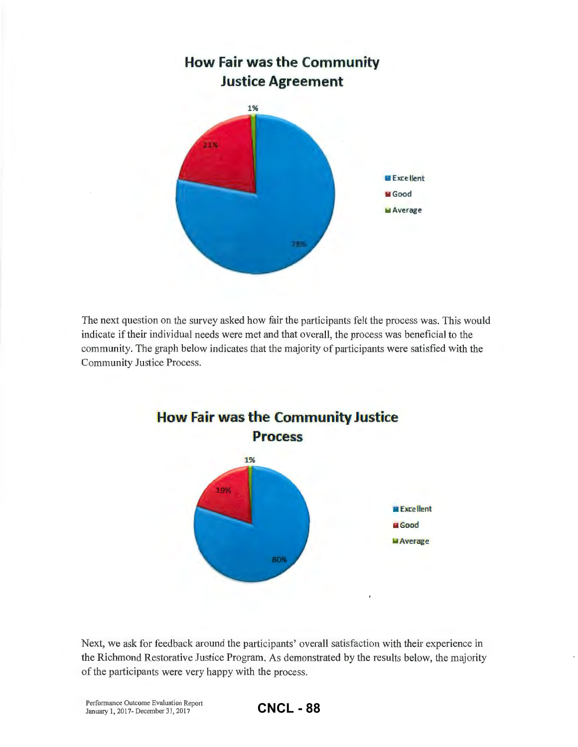## How Fair was the Community Justice Agreement

| Rating | Percentage |
| --- | --- |
| Excellent | 78% |
| Good | 21% |
| Average | 1% |

The next question on the survey asked how fair the participants felt the process was. This would indicate if their individual needs were met and that overall, the process was beneficial to the community. The graph below indicates that the majority of participants were satisfied with the Community Justice Process.

## How Fair was the Community Justice Process

| Rating | Percentage |
| --- | --- |
| Excellent | 80% |
| Good | 19% |
| Average | 1% |

Next, we ask for feedback around the participants' overall satisfaction with their experience in the Richmond Restorative Justice Program. As demonstrated by the results below, the majority of the participants were very happy with the process.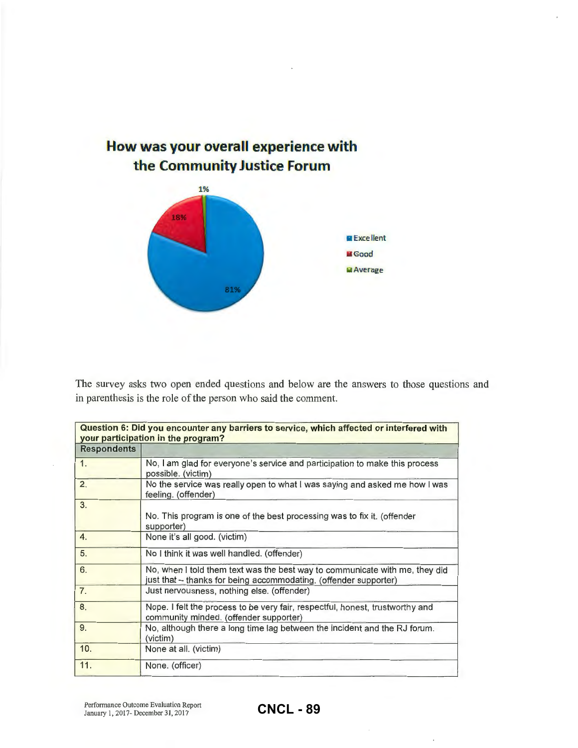## How was your overall experience with the Community Justice Forum

The survey asks two open ended questions and below are the answers to those questions and in parenthesis is the role of the person who said the comment.

| Question 6: Did you encounter any barriers to service, which affected or interfered with your participation in the program? | |
|---|---|
| **Respondents** | |
| 1. | No, I am glad for everyone's service and participation to make this process possible. (victim) |
| 2. | No the service was really open to what I was saying and asked me how I was feeling. (offender) |
| 3. | No. This program is one of the best processing was to fix it. (offender supporter) |
| 4. | None it's all good. (victim) |
| 5. | No I think it was well handled. (offender) |
| 6. | No, when I told them text was the best way to communicate with me, they did just that -- thanks for being accommodating. (offender supporter) |
| 7. | Just nervousness, nothing else. (offender) |
| 8. | Nope. I felt the process to be very fair, respectful, honest, trustworthy and community minded. (offender supporter) |
| 9. | No, although there a long time lag between the incident and the RJ forum. (victim) |
| 10. | None at all. (victim) |
| 11. | None. (officer) |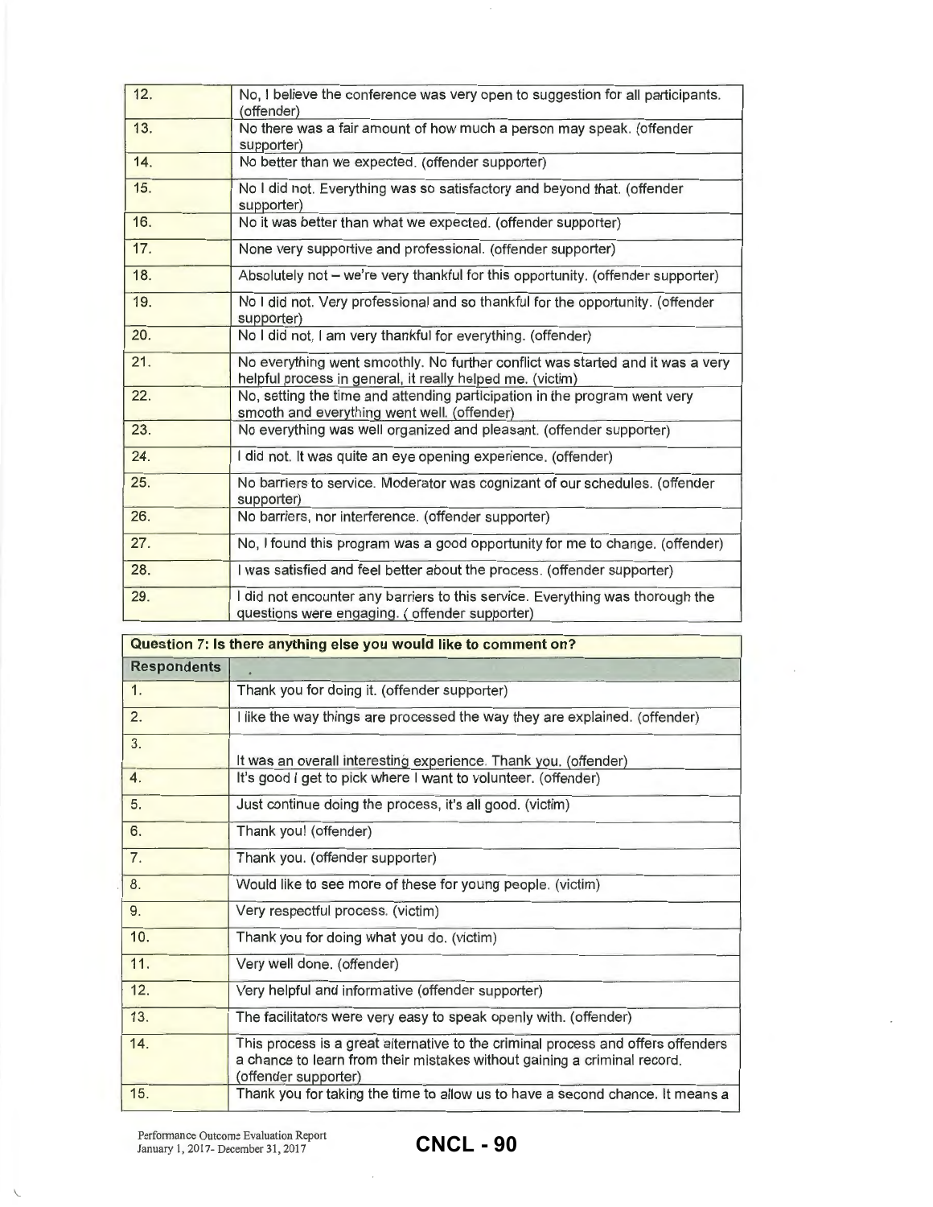| | |
|---|---|
| 12. | No, I believe the conference was very open to suggestion for all participants. (offender) |
| 13. | No there was a fair amount of how much a person may speak. (offender supporter) |
| 14. | No better than we expected. (offender supporter) |
| 15. | No I did not. Everything was so satisfactory and beyond that. (offender supporter) |
| 16. | No it was better than what we expected. (offender supporter) |
| 17. | None very supportive and professional. (offender supporter) |
| 18. | Absolutely not – we're very thankful for this opportunity. (offender supporter) |
| 19. | No I did not. Very professional and so thankful for the opportunity. (offender supporter) |
| 20. | No I did not, I am very thankful for everything. (offender) |
| 21. | No everything went smoothly. No further conflict was started and it was a very helpful process in general, it really helped me. (victim) |
| 22. | No, setting the time and attending participation in the program went very smooth and everything went well. (offender) |
| 23. | No everything was well organized and pleasant. (offender supporter) |
| 24. | I did not. It was quite an eye opening experience. (offender) |
| 25. | No barriers to service. Moderator was cognizant of our schedules. (offender supporter) |
| 26. | No barriers, nor interference. (offender supporter) |
| 27. | No, I found this program was a good opportunity for me to change. (offender) |
| 28. | I was satisfied and feel better about the process. (offender supporter) |
| 29. | I did not encounter any barriers to this service. Everything was thorough the questions were engaging. ( offender supporter) |

| **Question 7: Is there anything else you would like to comment on?** | |
|---|---|
| **Respondents** | |
| 1. | Thank you for doing it. (offender supporter) |
| 2. | I like the way things are processed the way they are explained. (offender) |
| 3. | It was an overall interesting experience. Thank you. (offender) |
| 4. | It's good I get to pick where I want to volunteer. (offender) |
| 5. | Just continue doing the process, it's all good. (victim) |
| 6. | Thank you! (offender) |
| 7. | Thank you. (offender supporter) |
| 8. | Would like to see more of these for young people. (victim) |
| 9. | Very respectful process. (victim) |
| 10. | Thank you for doing what you do. (victim) |
| 11. | Very well done. (offender) |
| 12. | Very helpful and informative (offender supporter) |
| 13. | The facilitators were very easy to speak openly with. (offender) |
| 14. | This process is a great alternative to the criminal process and offers offenders a chance to learn from their mistakes without gaining a criminal record. (offender supporter) |
| 15. | Thank you for taking the time to allow us to have a second chance. It means a |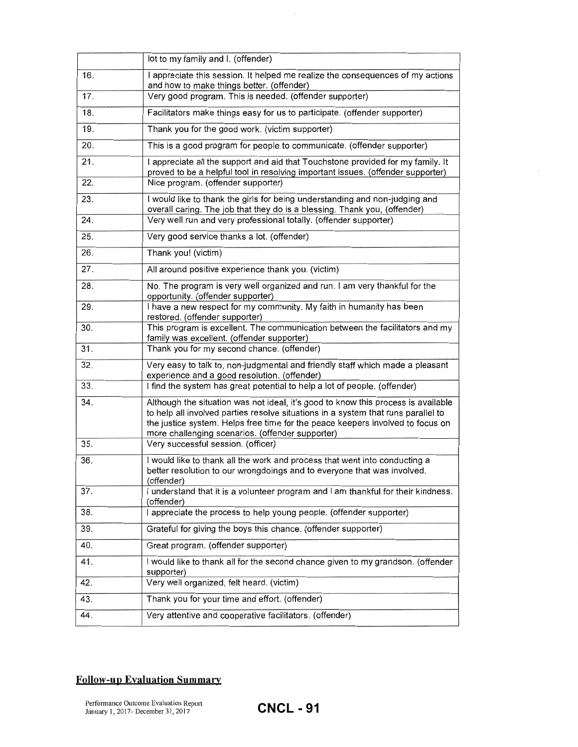| | |
|---|---|
| | lot to my family and I. (offender) |
| 16. | I appreciate this session. It helped me realize the consequences of my actions and how to make things better. (offender) |
| 17. | Very good program. This is needed. (offender supporter) |
| 18. | Facilitators make things easy for us to participate. (offender supporter) |
| 19. | Thank you for the good work. (victim supporter) |
| 20. | This is a good program for people to communicate. (offender supporter) |
| 21. | I appreciate all the support and aid that Touchstone provided for my family. It proved to be a helpful tool in resolving important issues. (offender supporter) |
| 22. | Nice program. (offender supporter) |
| 23. | I would like to thank the girls for being understanding and non-judging and overall caring. The job that they do is a blessing. Thank you, (offender) |
| 24. | Very well run and very professional totally. (offender supporter) |
| 25. | Very good service thanks a lot. (offender) |
| 26. | Thank you! (victim) |
| 27. | All around positive experience thank you. (victim) |
| 28. | No. The program is very well organized and run. I am very thankful for the opportunity. (offender supporter) |
| 29. | I have a new respect for my community. My faith in humanity has been restored. (offender supporter) |
| 30. | This program is excellent. The communication between the facilitators and my family was excellent. (offender supporter) |
| 31. | Thank you for my second chance. (offender) |
| 32. | Very easy to talk to, non-judgmental and friendly staff which made a pleasant experience and a good resolution. (offender) |
| 33. | I find the system has great potential to help a lot of people. (offender) |
| 34. | Although the situation was not ideal, it's good to know this process is available to help all involved parties resolve situations in a system that runs parallel to the justice system. Helps free time for the peace keepers involved to focus on more challenging scenarios. (offender supporter) |
| 35. | Very successful session. (officer) |
| 36. | I would like to thank all the work and process that went into conducting a better resolution to our wrongdoings and to everyone that was involved. (offender) |
| 37. | I understand that it is a volunteer program and I am thankful for their kindness. (offender) |
| 38. | I appreciate the process to help young people. (offender supporter) |
| 39. | Grateful for giving the boys this chance. (offender supporter) |
| 40. | Great program. (offender supporter) |
| 41. | I would like to thank all for the second chance given to my grandson. (offender supporter) |
| 42. | Very well organized, felt heard. (victim) |
| 43. | Thank you for your time and effort. (offender) |
| 44. | Very attentive and cooperative facilitators. (offender) |

## Follow-up Evaluation Summary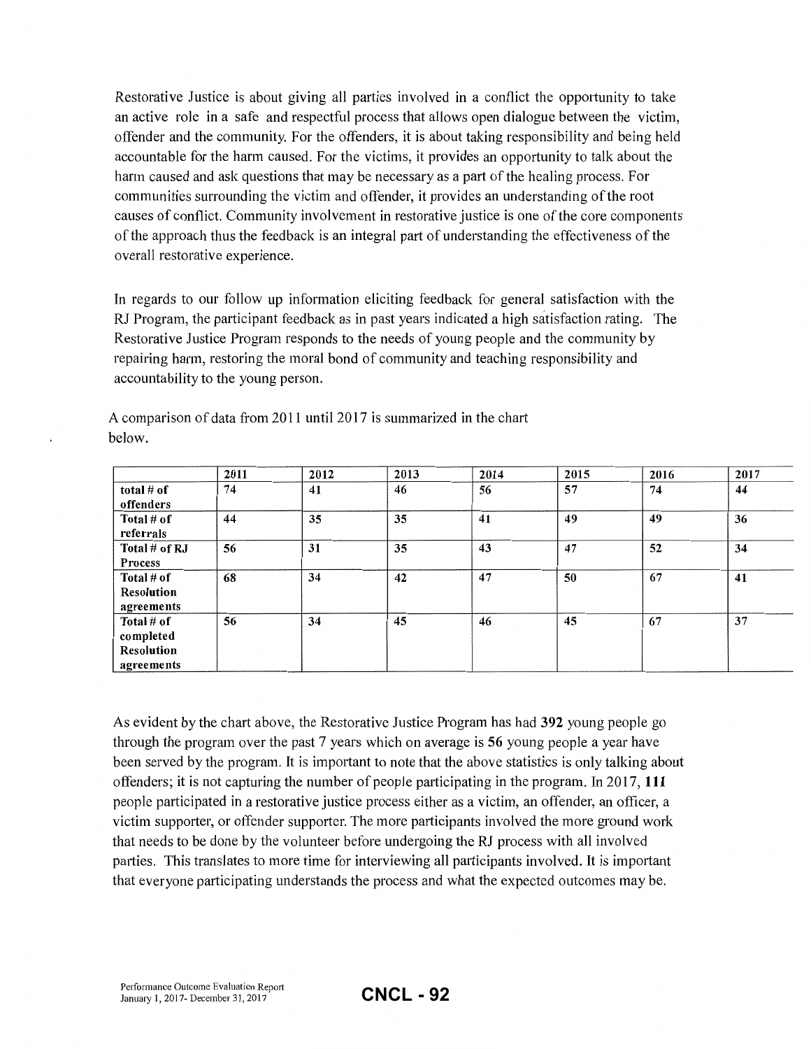Restorative Justice is about giving all parties involved in a conflict the opportunity to take an active role in a safe and respectful process that allows open dialogue between the victim, offender and the community. For the offenders, it is about taking responsibility and being held accountable for the harm caused. For the victims, it provides an opportunity to talk about the harm caused and ask questions that may be necessary as a part of the healing process. For communities surrounding the victim and offender, it provides an understanding of the root causes of conflict. Community involvement in restorative justice is one of the core components of the approach thus the feedback is an integral part of understanding the effectiveness of the overall restorative experience.

In regards to our follow up information eliciting feedback for general satisfaction with the RJ Program, the participant feedback as in past years indicated a high satisfaction rating. The Restorative Justice Program responds to the needs of young people and the community by repairing harm, restoring the moral bond of community and teaching responsibility and accountability to the young person.

A comparison of data from 2011 until 2017 is summarized in the chart below.

| | 2011 | 2012 | 2013 | 2014 | 2015 | 2016 | 2017 |
|---|---|---|---|---|---|---|---|
| **total # of offenders** | 74 | 41 | 46 | 56 | 57 | 74 | 44 |
| **Total # of referrals** | 44 | 35 | 35 | 41 | 49 | 49 | 36 |
| **Total # of RJ Process** | 56 | 31 | 35 | 43 | 47 | 52 | 34 |
| **Total # of Resolution agreements** | 68 | 34 | 42 | 47 | 50 | 67 | 41 |
| **Total # of completed Resolution agreements** | 56 | 34 | 45 | 46 | 45 | 67 | 37 |

As evident by the chart above, the Restorative Justice Program has had **392** young people go through the program over the past 7 years which on average is **56** young people a year have been served by the program. It is important to note that the above statistics is only talking about offenders; it is not capturing the number of people participating in the program. In 2017, **111** people participated in a restorative justice process either as a victim, an offender, an officer, a victim supporter, or offender supporter. The more participants involved the more ground work that needs to be done by the volunteer before undergoing the RJ process with all involved parties. This translates to more time for interviewing all participants involved. It is important that everyone participating understands the process and what the expected outcomes may be.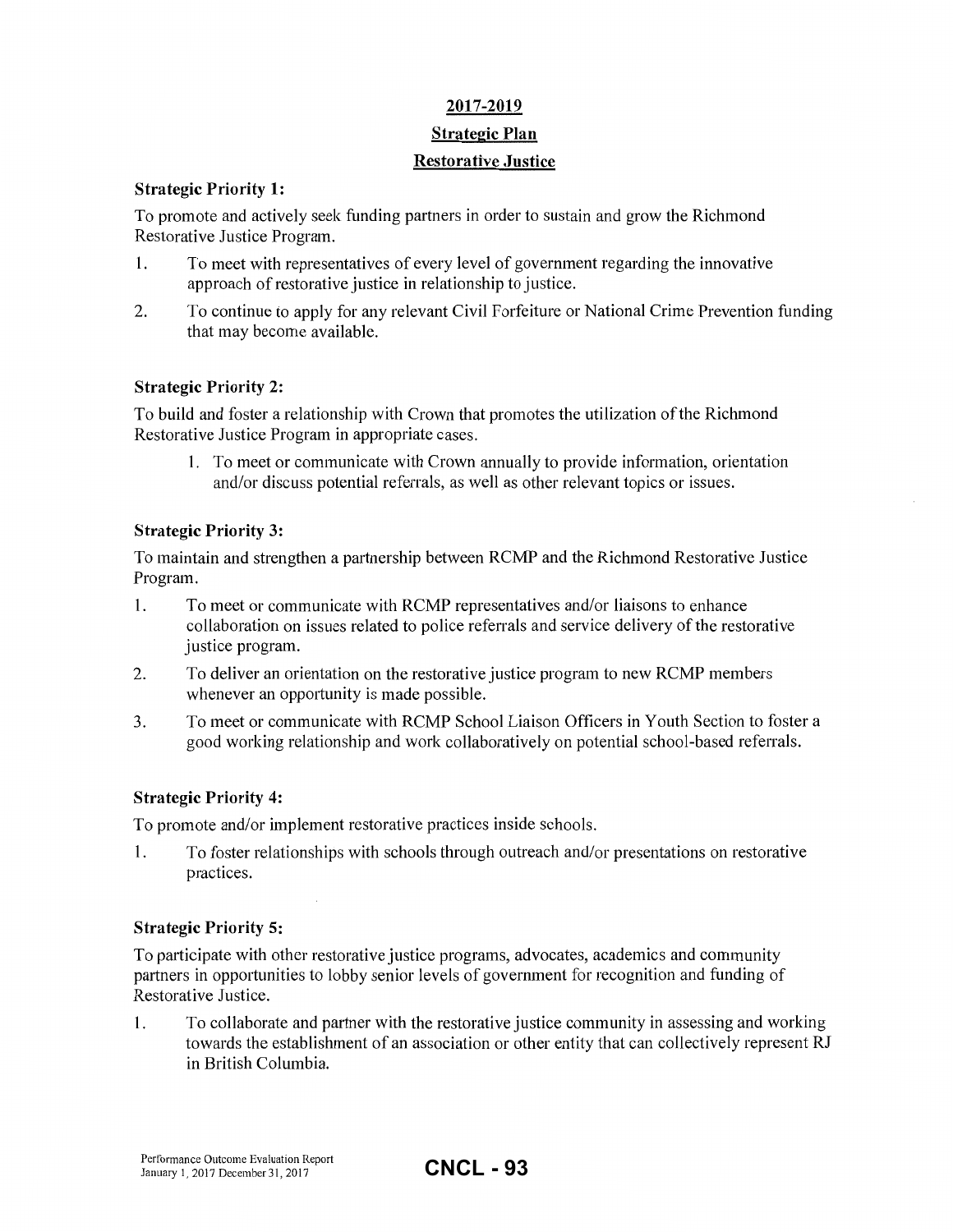# 2017-2019

## Strategic Plan

## Restorative Justice

**Strategic Priority 1:**

To promote and actively seek funding partners in order to sustain and grow the Richmond Restorative Justice Program.

1. To meet with representatives of every level of government regarding the innovative approach of restorative justice in relationship to justice.
2. To continue to apply for any relevant Civil Forfeiture or National Crime Prevention funding that may become available.

**Strategic Priority 2:**

To build and foster a relationship with Crown that promotes the utilization of the Richmond Restorative Justice Program in appropriate cases.

1. To meet or communicate with Crown annually to provide information, orientation and/or discuss potential referrals, as well as other relevant topics or issues.

**Strategic Priority 3:**

To maintain and strengthen a partnership between RCMP and the Richmond Restorative Justice Program.

1. To meet or communicate with RCMP representatives and/or liaisons to enhance collaboration on issues related to police referrals and service delivery of the restorative justice program.
2. To deliver an orientation on the restorative justice program to new RCMP members whenever an opportunity is made possible.
3. To meet or communicate with RCMP School Liaison Officers in Youth Section to foster a good working relationship and work collaboratively on potential school-based referrals.

**Strategic Priority 4:**

To promote and/or implement restorative practices inside schools.

1. To foster relationships with schools through outreach and/or presentations on restorative practices.

**Strategic Priority 5:**

To participate with other restorative justice programs, advocates, academics and community partners in opportunities to lobby senior levels of government for recognition and funding of Restorative Justice.

1. To collaborate and partner with the restorative justice community in assessing and working towards the establishment of an association or other entity that can collectively represent RJ in British Columbia.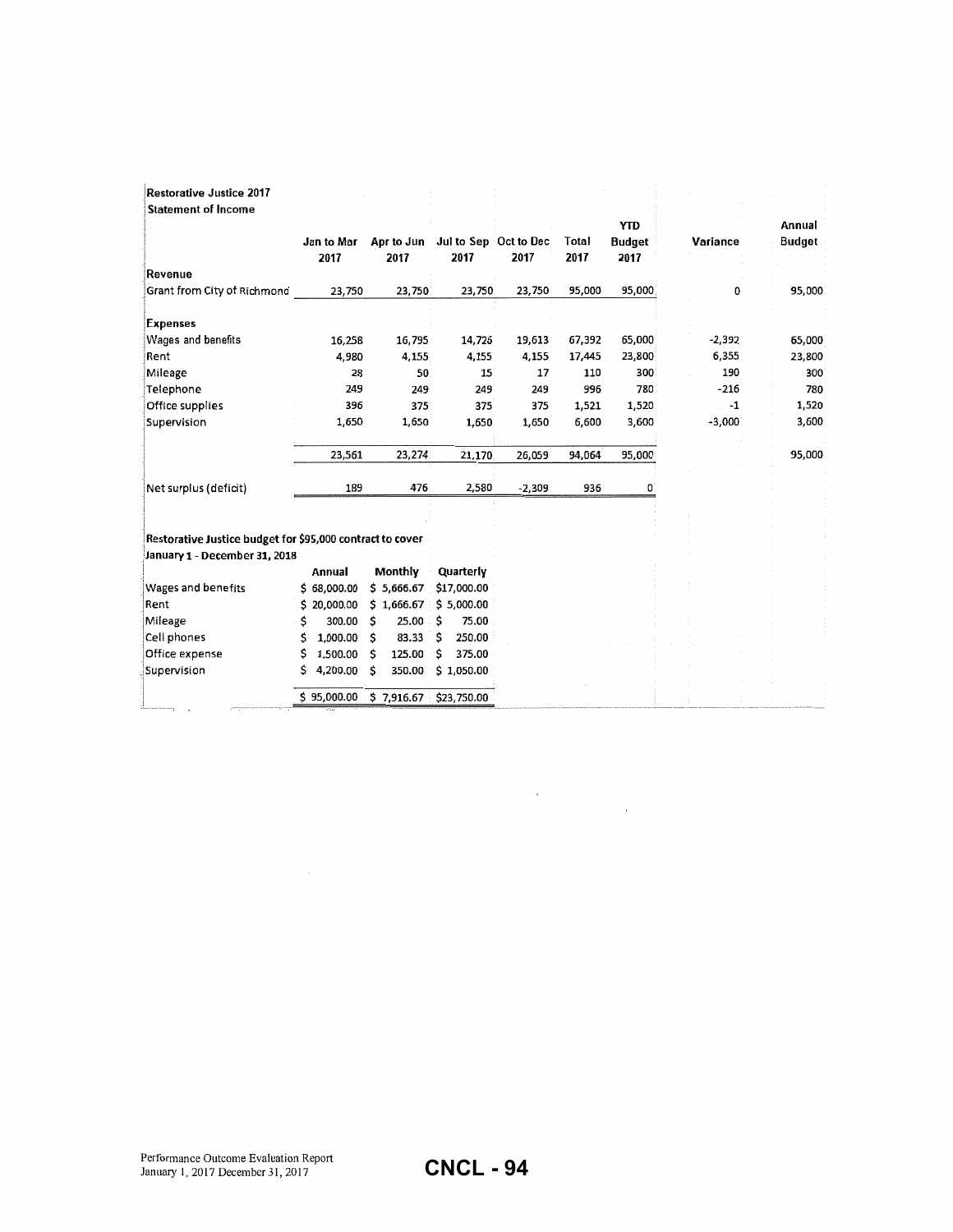**Restorative Justice 2017**
**Statement of Income**

| | Jan to Mar 2017 | Apr to Jun 2017 | Jul to Sep 2017 | Oct to Dec 2017 | Total 2017 | YTD Budget 2017 | Variance | Annual Budget |
|---|---|---|---|---|---|---|---|---|
| **Revenue** | | | | | | | | |
| Grant from City of Richmond | 23,750 | 23,750 | 23,750 | 23,750 | 95,000 | 95,000 | 0 | 95,000 |
| **Expenses** | | | | | | | | |
| Wages and benefits | 16,258 | 16,795 | 14,726 | 19,613 | 67,392 | 65,000 | -2,392 | 65,000 |
| Rent | 4,980 | 4,155 | 4,155 | 4,155 | 17,445 | 23,800 | 6,355 | 23,800 |
| Mileage | 28 | 50 | 15 | 17 | 110 | 300 | 190 | 300 |
| Telephone | 249 | 249 | 249 | 249 | 996 | 780 | -216 | 780 |
| Office supplies | 396 | 375 | 375 | 375 | 1,521 | 1,520 | -1 | 1,520 |
| Supervision | 1,650 | 1,650 | 1,650 | 1,650 | 6,600 | 3,600 | -3,000 | 3,600 |
| | 23,561 | 23,274 | 21,170 | 26,059 | 94,064 | 95,000 | | 95,000 |
| Net surplus (deficit) | 189 | 476 | 2,580 | -2,309 | 936 | 0 | | |

**Restorative Justice budget for $95,000 contract to cover January 1 - December 31, 2018**

| | Annual | Monthly | Quarterly |
|---|---|---|---|
| Wages and benefits | $ 68,000.00 | $ 5,666.67 | $17,000.00 |
| Rent | $ 20,000.00 | $ 1,666.67 | $ 5,000.00 |
| Mileage | $ 300.00 | $ 25.00 | $ 75.00 |
| Cell phones | $ 1,000.00 | $ 83.33 | $ 250.00 |
| Office expense | $ 1,500.00 | $ 125.00 | $ 375.00 |
| Supervision | $ 4,200.00 | $ 350.00 | $ 1,050.00 |
| | $ 95,000.00 | $ 7,916.67 | $23,750.00 |